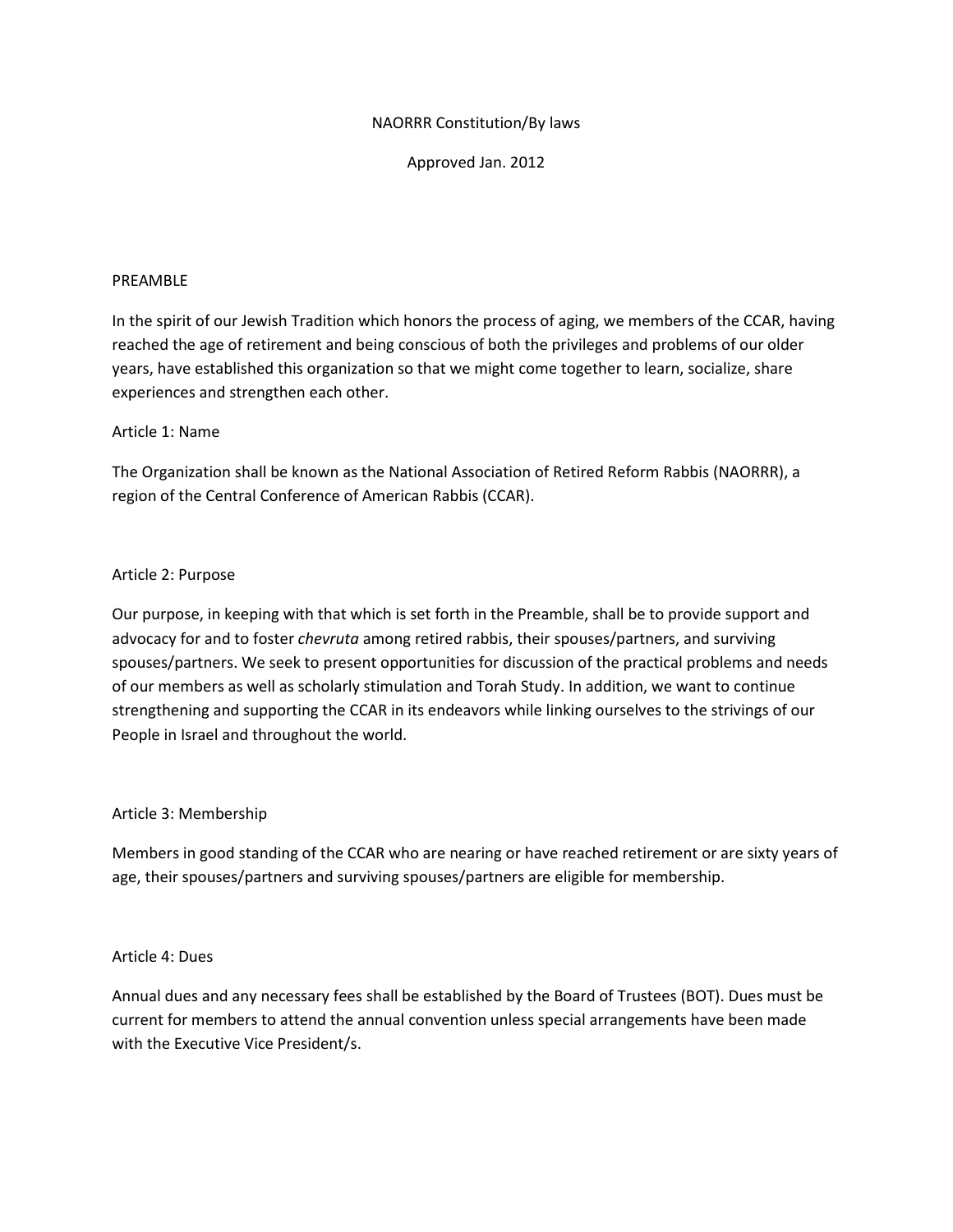# NAORRR Constitution/By laws

Approved Jan. 2012

## PREAMBLE

In the spirit of our Jewish Tradition which honors the process of aging, we members of the CCAR, having reached the age of retirement and being conscious of both the privileges and problems of our older years, have established this organization so that we might come together to learn, socialize, share experiences and strengthen each other.

## Article 1: Name

The Organization shall be known as the National Association of Retired Reform Rabbis (NAORRR), a region of the Central Conference of American Rabbis (CCAR).

## Article 2: Purpose

Our purpose, in keeping with that which is set forth in the Preamble, shall be to provide support and advocacy for and to foster *chevruta* among retired rabbis, their spouses/partners, and surviving spouses/partners. We seek to present opportunities for discussion of the practical problems and needs of our members as well as scholarly stimulation and Torah Study. In addition, we want to continue strengthening and supporting the CCAR in its endeavors while linking ourselves to the strivings of our People in Israel and throughout the world.

## Article 3: Membership

Members in good standing of the CCAR who are nearing or have reached retirement or are sixty years of age, their spouses/partners and surviving spouses/partners are eligible for membership.

## Article 4: Dues

Annual dues and any necessary fees shall be established by the Board of Trustees (BOT). Dues must be current for members to attend the annual convention unless special arrangements have been made with the Executive Vice President/s.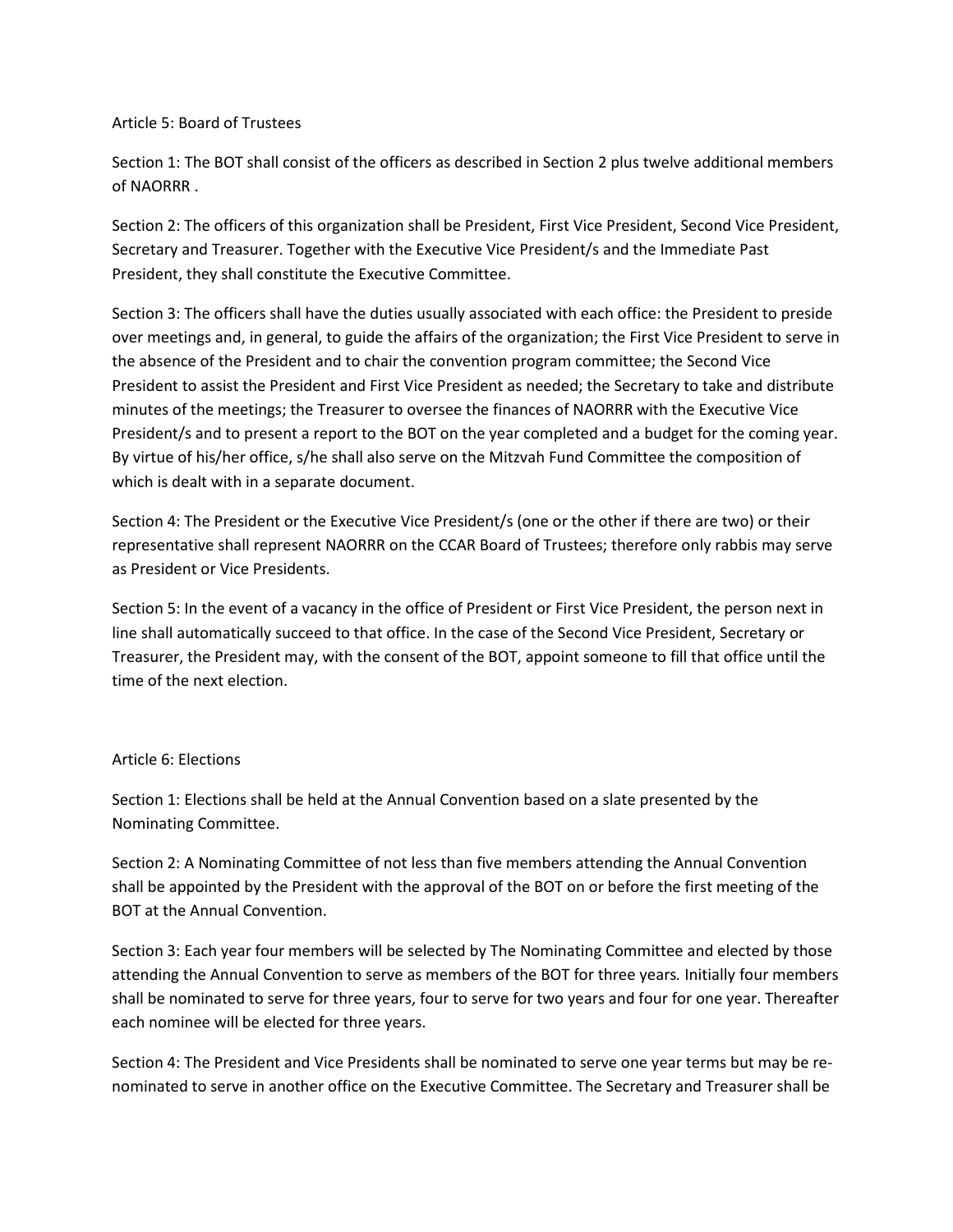## Article 5: Board of Trustees

Section 1: The BOT shall consist of the officers as described in Section 2 plus twelve additional members of NAORRR .

Section 2: The officers of this organization shall be President, First Vice President, Second Vice President, Secretary and Treasurer. Together with the Executive Vice President/s and the Immediate Past President, they shall constitute the Executive Committee.

Section 3: The officers shall have the duties usually associated with each office: the President to preside over meetings and, in general, to guide the affairs of the organization; the First Vice President to serve in the absence of the President and to chair the convention program committee; the Second Vice President to assist the President and First Vice President as needed; the Secretary to take and distribute minutes of the meetings; the Treasurer to oversee the finances of NAORRR with the Executive Vice President/s and to present a report to the BOT on the year completed and a budget for the coming year. By virtue of his/her office, s/he shall also serve on the Mitzvah Fund Committee the composition of which is dealt with in a separate document.

Section 4: The President or the Executive Vice President/s (one or the other if there are two) or their representative shall represent NAORRR on the CCAR Board of Trustees; therefore only rabbis may serve as President or Vice Presidents.

Section 5: In the event of a vacancy in the office of President or First Vice President, the person next in line shall automatically succeed to that office. In the case of the Second Vice President, Secretary or Treasurer, the President may, with the consent of the BOT, appoint someone to fill that office until the time of the next election.

## Article 6: Elections

Section 1: Elections shall be held at the Annual Convention based on a slate presented by the Nominating Committee.

Section 2: A Nominating Committee of not less than five members attending the Annual Convention shall be appointed by the President with the approval of the BOT on or before the first meeting of the BOT at the Annual Convention.

Section 3: Each year four members will be selected by The Nominating Committee and elected by those attending the Annual Convention to serve as members of the BOT for three years. Initially four members shall be nominated to serve for three years, four to serve for two years and four for one year. Thereafter each nominee will be elected for three years.

Section 4: The President and Vice Presidents shall be nominated to serve one year terms but may be re-nominated to serve in another office on the Executive Committee. The Secretary and Treasurer shall be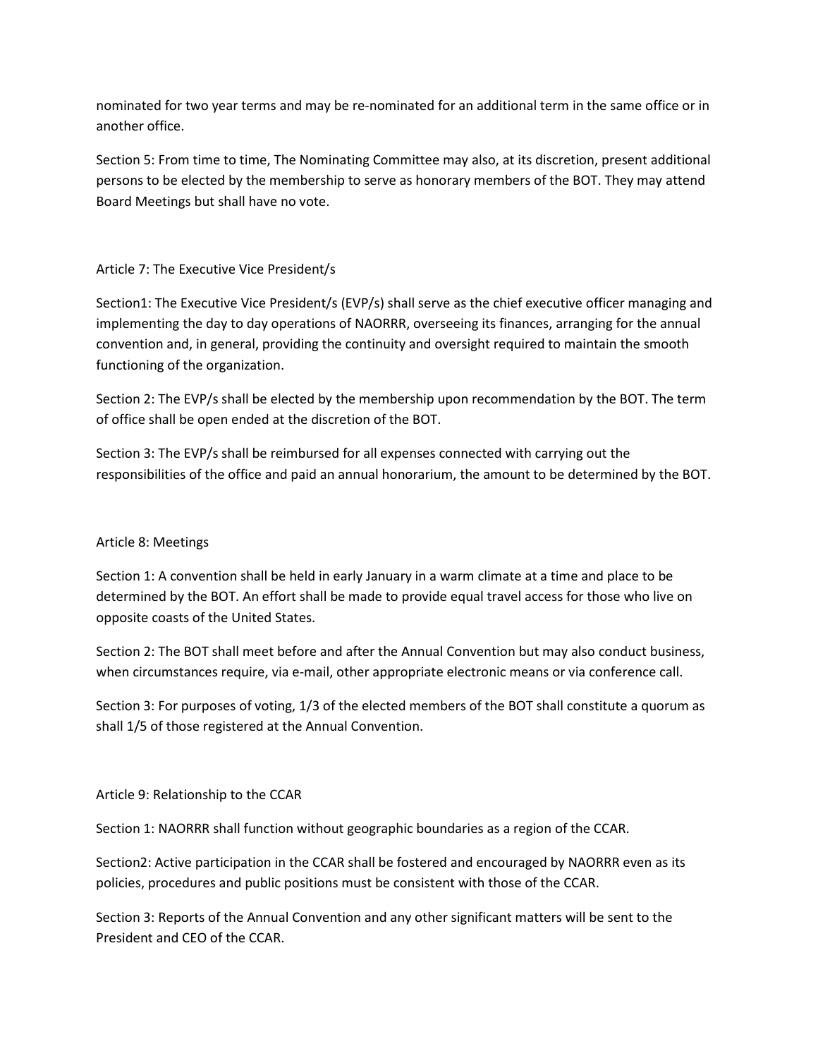nominated for two year terms and may be re-nominated for an additional term in the same office or in another office.

Section 5: From time to time, The Nominating Committee may also, at its discretion, present additional persons to be elected by the membership to serve as honorary members of the BOT. They may attend Board Meetings but shall have no vote.

## Article 7: The Executive Vice President/s

Section1: The Executive Vice President/s (EVP/s) shall serve as the chief executive officer managing and implementing the day to day operations of NAORRR, overseeing its finances, arranging for the annual convention and, in general, providing the continuity and oversight required to maintain the smooth functioning of the organization.

Section 2: The EVP/s shall be elected by the membership upon recommendation by the BOT. The term of office shall be open ended at the discretion of the BOT.

Section 3: The EVP/s shall be reimbursed for all expenses connected with carrying out the responsibilities of the office and paid an annual honorarium, the amount to be determined by the BOT.

## Article 8: Meetings

Section 1: A convention shall be held in early January in a warm climate at a time and place to be determined by the BOT. An effort shall be made to provide equal travel access for those who live on opposite coasts of the United States.

Section 2: The BOT shall meet before and after the Annual Convention but may also conduct business, when circumstances require, via e-mail, other appropriate electronic means or via conference call.

Section 3: For purposes of voting, 1/3 of the elected members of the BOT shall constitute a quorum as shall 1/5 of those registered at the Annual Convention.

## Article 9: Relationship to the CCAR

Section 1: NAORRR shall function without geographic boundaries as a region of the CCAR.

Section2: Active participation in the CCAR shall be fostered and encouraged by NAORRR even as its policies, procedures and public positions must be consistent with those of the CCAR.

Section 3: Reports of the Annual Convention and any other significant matters will be sent to the President and CEO of the CCAR.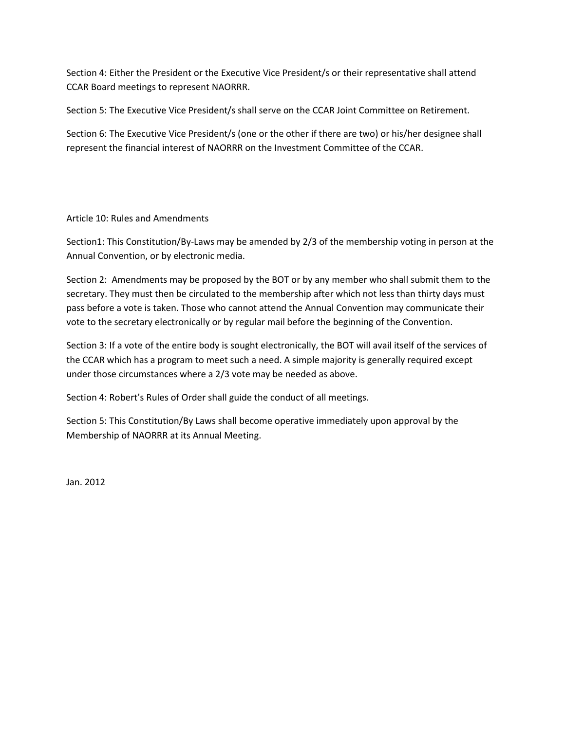Section 4: Either the President or the Executive Vice President/s or their representative shall attend CCAR Board meetings to represent NAORRR.

Section 5: The Executive Vice President/s shall serve on the CCAR Joint Committee on Retirement.

Section 6: The Executive Vice President/s (one or the other if there are two) or his/her designee shall represent the financial interest of NAORRR on the Investment Committee of the CCAR.

## Article 10: Rules and Amendments

Section1: This Constitution/By-Laws may be amended by 2/3 of the membership voting in person at the Annual Convention, or by electronic media.

Section 2: Amendments may be proposed by the BOT or by any member who shall submit them to the secretary. They must then be circulated to the membership after which not less than thirty days must pass before a vote is taken. Those who cannot attend the Annual Convention may communicate their vote to the secretary electronically or by regular mail before the beginning of the Convention.

Section 3: If a vote of the entire body is sought electronically, the BOT will avail itself of the services of the CCAR which has a program to meet such a need. A simple majority is generally required except under those circumstances where a 2/3 vote may be needed as above.

Section 4: Robert's Rules of Order shall guide the conduct of all meetings.

Section 5: This Constitution/By Laws shall become operative immediately upon approval by the Membership of NAORRR at its Annual Meeting.

Jan. 2012